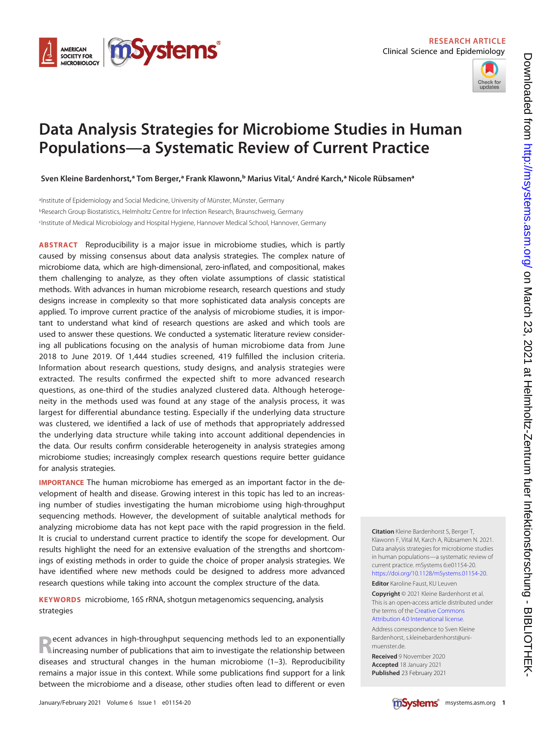RESEARCH ARTICLE
Clinical Science and Epidemiology

# Data Analysis Strategies for Microbiome Studies in Human Populations—a Systematic Review of Current Practice

**Sven Kleine Bardenhorst,[a] Tom Berger,[a] Frank Klawonn,[b] Marius Vital,[c] André Karch,[a] Nicole Rübsamen[a]**

[a]Institute of Epidemiology and Social Medicine, University of Münster, Münster, Germany
[b]Research Group Biostatistics, Helmholtz Centre for Infection Research, Braunschweig, Germany
[c]Institute of Medical Microbiology and Hospital Hygiene, Hannover Medical School, Hannover, Germany

**ABSTRACT** Reproducibility is a major issue in microbiome studies, which is partly caused by missing consensus about data analysis strategies. The complex nature of microbiome data, which are high-dimensional, zero-inflated, and compositional, makes them challenging to analyze, as they often violate assumptions of classic statistical methods. With advances in human microbiome research, research questions and study designs increase in complexity so that more sophisticated data analysis concepts are applied. To improve current practice of the analysis of microbiome studies, it is important to understand what kind of research questions are asked and which tools are used to answer these questions. We conducted a systematic literature review considering all publications focusing on the analysis of human microbiome data from June 2018 to June 2019. Of 1,444 studies screened, 419 fulfilled the inclusion criteria. Information about research questions, study designs, and analysis strategies were extracted. The results confirmed the expected shift to more advanced research questions, as one-third of the studies analyzed clustered data. Although heterogeneity in the methods used was found at any stage of the analysis process, it was largest for differential abundance testing. Especially if the underlying data structure was clustered, we identified a lack of use of methods that appropriately addressed the underlying data structure while taking into account additional dependencies in the data. Our results confirm considerable heterogeneity in analysis strategies among microbiome studies; increasingly complex research questions require better guidance for analysis strategies.

**IMPORTANCE** The human microbiome has emerged as an important factor in the development of health and disease. Growing interest in this topic has led to an increasing number of studies investigating the human microbiome using high-throughput sequencing methods. However, the development of suitable analytical methods for analyzing microbiome data has not kept pace with the rapid progression in the field. It is crucial to understand current practice to identify the scope for development. Our results highlight the need for an extensive evaluation of the strengths and shortcomings of existing methods in order to guide the choice of proper analysis strategies. We have identified where new methods could be designed to address more advanced research questions while taking into account the complex structure of the data.

**KEYWORDS** microbiome, 16S rRNA, shotgun metagenomics sequencing, analysis strategies

Recent advances in high-throughput sequencing methods led to an exponentially increasing number of publications that aim to investigate the relationship between diseases and structural changes in the human microbiome (1–3). Reproducibility remains a major issue in this context. While some publications find support for a link between the microbiome and a disease, other studies often lead to different or even

**Citation** Kleine Bardenhorst S, Berger T, Klawonn F, Vital M, Karch A, Rübsamen N. 2021. Data analysis strategies for microbiome studies in human populations—a systematic review of current practice. mSystems 6:e01154-20. https://doi.org/10.1128/mSystems.01154-20.

**Editor** Karoline Faust, KU Leuven

**Copyright** © 2021 Kleine Bardenhorst et al. This is an open-access article distributed under the terms of the Creative Commons Attribution 4.0 International license.

Address correspondence to Sven Kleine Bardenhorst, s.kleinebardenhorst@uni-muenster.de.

**Received** 9 November 2020
**Accepted** 18 January 2021
**Published** 23 February 2021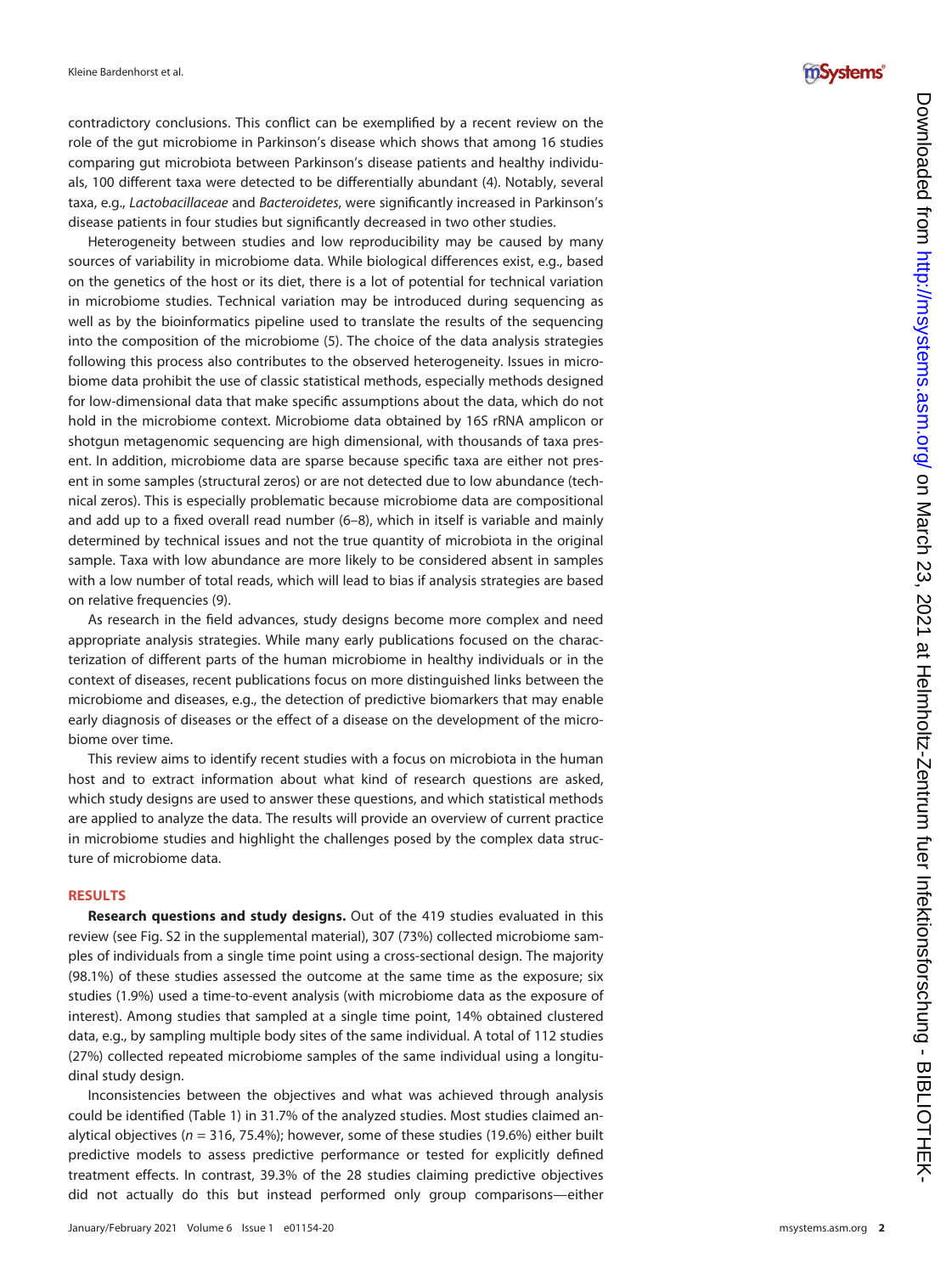contradictory conclusions. This conflict can be exemplified by a recent review on the role of the gut microbiome in Parkinson's disease which shows that among 16 studies comparing gut microbiota between Parkinson's disease patients and healthy individuals, 100 different taxa were detected to be differentially abundant (4). Notably, several taxa, e.g., *Lactobacillaceae* and *Bacteroidetes*, were significantly increased in Parkinson's disease patients in four studies but significantly decreased in two other studies.

Heterogeneity between studies and low reproducibility may be caused by many sources of variability in microbiome data. While biological differences exist, e.g., based on the genetics of the host or its diet, there is a lot of potential for technical variation in microbiome studies. Technical variation may be introduced during sequencing as well as by the bioinformatics pipeline used to translate the results of the sequencing into the composition of the microbiome (5). The choice of the data analysis strategies following this process also contributes to the observed heterogeneity. Issues in microbiome data prohibit the use of classic statistical methods, especially methods designed for low-dimensional data that make specific assumptions about the data, which do not hold in the microbiome context. Microbiome data obtained by 16S rRNA amplicon or shotgun metagenomic sequencing are high dimensional, with thousands of taxa present. In addition, microbiome data are sparse because specific taxa are either not present in some samples (structural zeros) or are not detected due to low abundance (technical zeros). This is especially problematic because microbiome data are compositional and add up to a fixed overall read number (6–8), which in itself is variable and mainly determined by technical issues and not the true quantity of microbiota in the original sample. Taxa with low abundance are more likely to be considered absent in samples with a low number of total reads, which will lead to bias if analysis strategies are based on relative frequencies (9).

As research in the field advances, study designs become more complex and need appropriate analysis strategies. While many early publications focused on the characterization of different parts of the human microbiome in healthy individuals or in the context of diseases, recent publications focus on more distinguished links between the microbiome and diseases, e.g., the detection of predictive biomarkers that may enable early diagnosis of diseases or the effect of a disease on the development of the microbiome over time.

This review aims to identify recent studies with a focus on microbiota in the human host and to extract information about what kind of research questions are asked, which study designs are used to answer these questions, and which statistical methods are applied to analyze the data. The results will provide an overview of current practice in microbiome studies and highlight the challenges posed by the complex data structure of microbiome data.

## RESULTS

**Research questions and study designs.** Out of the 419 studies evaluated in this review (see Fig. S2 in the supplemental material), 307 (73%) collected microbiome samples of individuals from a single time point using a cross-sectional design. The majority (98.1%) of these studies assessed the outcome at the same time as the exposure; six studies (1.9%) used a time-to-event analysis (with microbiome data as the exposure of interest). Among studies that sampled at a single time point, 14% obtained clustered data, e.g., by sampling multiple body sites of the same individual. A total of 112 studies (27%) collected repeated microbiome samples of the same individual using a longitudinal study design.

Inconsistencies between the objectives and what was achieved through analysis could be identified (Table 1) in 31.7% of the analyzed studies. Most studies claimed analytical objectives ($n$ = 316, 75.4%); however, some of these studies (19.6%) either built predictive models to assess predictive performance or tested for explicitly defined treatment effects. In contrast, 39.3% of the 28 studies claiming predictive objectives did not actually do this but instead performed only group comparisons—either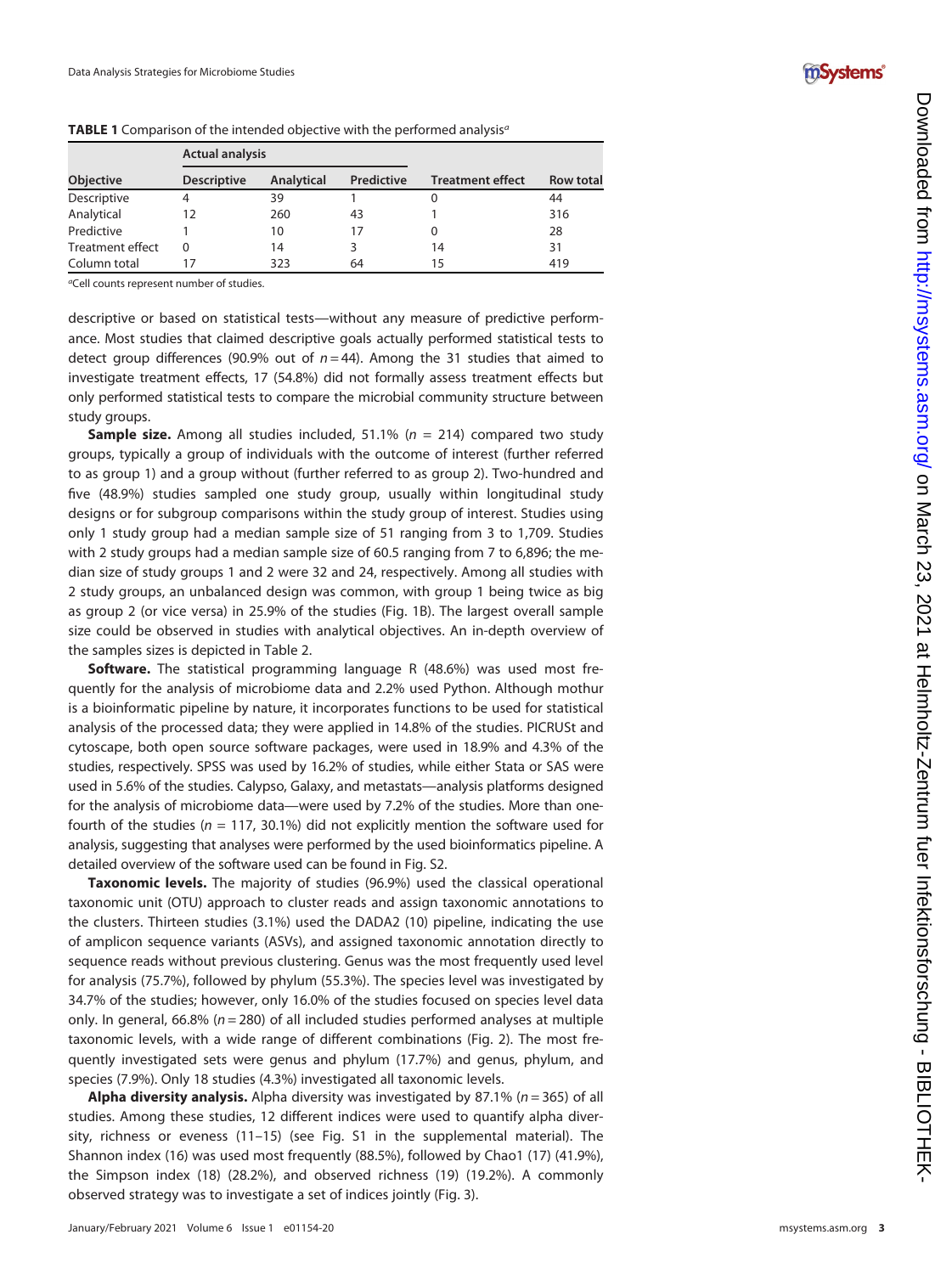**TABLE 1** Comparison of the intended objective with the performed analysis[a]

| Objective | Actual analysis | | | | Row total |
|---|---|---|---|---|---|
| | Descriptive | Analytical | Predictive | Treatment effect | |
| Descriptive | 4 | 39 | 1 | 0 | 44 |
| Analytical | 12 | 260 | 43 | 1 | 316 |
| Predictive | 1 | 10 | 17 | 0 | 28 |
| Treatment effect | 0 | 14 | 3 | 14 | 31 |
| Column total | 17 | 323 | 64 | 15 | 419 |

[a]Cell counts represent number of studies.

descriptive or based on statistical tests—without any measure of predictive performance. Most studies that claimed descriptive goals actually performed statistical tests to detect group differences (90.9% out of $n = 44$). Among the 31 studies that aimed to investigate treatment effects, 17 (54.8%) did not formally assess treatment effects but only performed statistical tests to compare the microbial community structure between study groups.

**Sample size.** Among all studies included, 51.1% ($n$ = 214) compared two study groups, typically a group of individuals with the outcome of interest (further referred to as group 1) and a group without (further referred to as group 2). Two-hundred and five (48.9%) studies sampled one study group, usually within longitudinal study designs or for subgroup comparisons within the study group of interest. Studies using only 1 study group had a median sample size of 51 ranging from 3 to 1,709. Studies with 2 study groups had a median sample size of 60.5 ranging from 7 to 6,896; the median size of study groups 1 and 2 were 32 and 24, respectively. Among all studies with 2 study groups, an unbalanced design was common, with group 1 being twice as big as group 2 (or vice versa) in 25.9% of the studies (Fig. 1B). The largest overall sample size could be observed in studies with analytical objectives. An in-depth overview of the samples sizes is depicted in Table 2.

**Software.** The statistical programming language R (48.6%) was used most frequently for the analysis of microbiome data and 2.2% used Python. Although mothur is a bioinformatic pipeline by nature, it incorporates functions to be used for statistical analysis of the processed data; they were applied in 14.8% of the studies. PICRUSt and cytoscape, both open source software packages, were used in 18.9% and 4.3% of the studies, respectively. SPSS was used by 16.2% of studies, while either Stata or SAS were used in 5.6% of the studies. Calypso, Galaxy, and metastats—analysis platforms designed for the analysis of microbiome data—were used by 7.2% of the studies. More than one-fourth of the studies ($n$ = 117, 30.1%) did not explicitly mention the software used for analysis, suggesting that analyses were performed by the used bioinformatics pipeline. A detailed overview of the software used can be found in Fig. S2.

**Taxonomic levels.** The majority of studies (96.9%) used the classical operational taxonomic unit (OTU) approach to cluster reads and assign taxonomic annotations to the clusters. Thirteen studies (3.1%) used the DADA2 (10) pipeline, indicating the use of amplicon sequence variants (ASVs), and assigned taxonomic annotation directly to sequence reads without previous clustering. Genus was the most frequently used level for analysis (75.7%), followed by phylum (55.3%). The species level was investigated by 34.7% of the studies; however, only 16.0% of the studies focused on species level data only. In general, 66.8% ($n = 280$) of all included studies performed analyses at multiple taxonomic levels, with a wide range of different combinations (Fig. 2). The most frequently investigated sets were genus and phylum (17.7%) and genus, phylum, and species (7.9%). Only 18 studies (4.3%) investigated all taxonomic levels.

**Alpha diversity analysis.** Alpha diversity was investigated by 87.1% ($n = 365$) of all studies. Among these studies, 12 different indices were used to quantify alpha diversity, richness or eveness (11–15) (see Fig. S1 in the supplemental material). The Shannon index (16) was used most frequently (88.5%), followed by Chao1 (17) (41.9%), the Simpson index (18) (28.2%), and observed richness (19) (19.2%). A commonly observed strategy was to investigate a set of indices jointly (Fig. 3).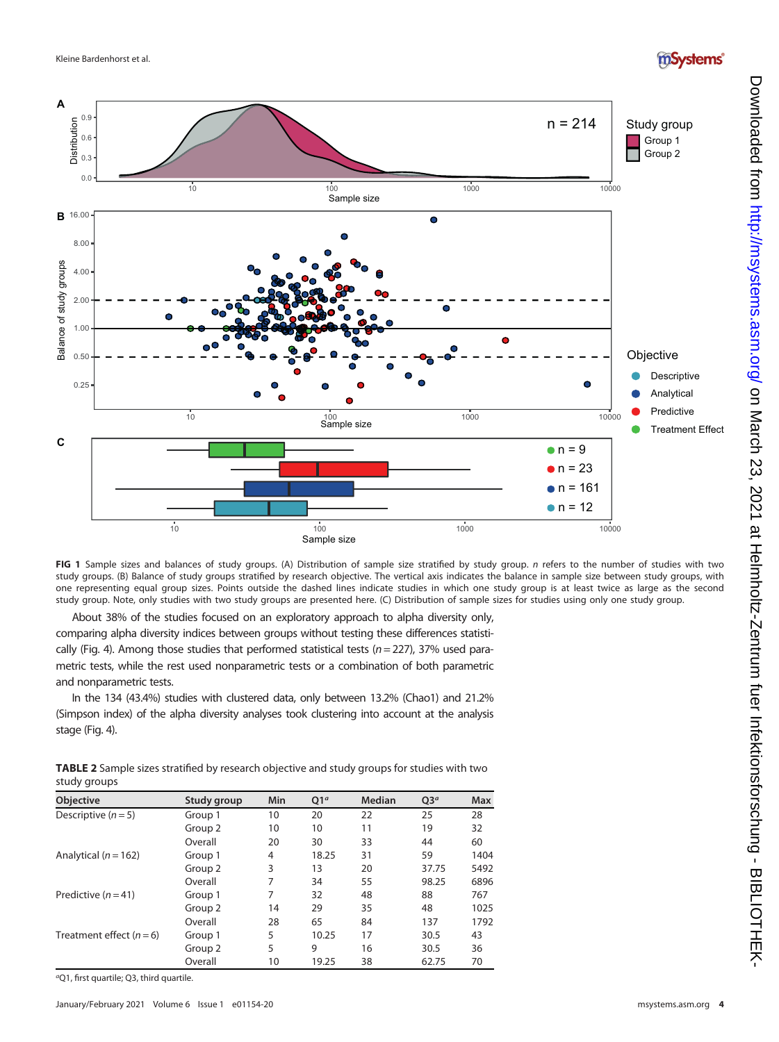FIG 1 Sample sizes and balances of study groups. (A) Distribution of sample size stratified by study group. *n* refers to the number of studies with two study groups. (B) Balance of study groups stratified by research objective. The vertical axis indicates the balance in sample size between study groups, with one representing equal group sizes. Points outside the dashed lines indicate studies in which one study group is at least twice as large as the second study group. Note, only studies with two study groups are presented here. (C) Distribution of sample sizes for studies using only one study group.

About 38% of the studies focused on an exploratory approach to alpha diversity only, comparing alpha diversity indices between groups without testing these differences statistically (Fig. 4). Among those studies that performed statistical tests ($n = 227$), 37% used parametric tests, while the rest used nonparametric tests or a combination of both parametric and nonparametric tests.

In the 134 (43.4%) studies with clustered data, only between 13.2% (Chao1) and 21.2% (Simpson index) of the alpha diversity analyses took clustering into account at the analysis stage (Fig. 4).

**TABLE 2** Sample sizes stratified by research objective and study groups for studies with two study groups

| Objective | Study group | Min | Q1[a] | Median | Q3[a] | Max |
|---|---|---|---|---|---|---|
| Descriptive ($n = 5$) | Group 1 | 10 | 20 | 22 | 25 | 28 |
| | Group 2 | 10 | 10 | 11 | 19 | 32 |
| | Overall | 20 | 30 | 33 | 44 | 60 |
| Analytical ($n = 162$) | Group 1 | 4 | 18.25 | 31 | 59 | 1404 |
| | Group 2 | 3 | 13 | 20 | 37.75 | 5492 |
| | Overall | 7 | 34 | 55 | 98.25 | 6896 |
| Predictive ($n = 41$) | Group 1 | 7 | 32 | 48 | 88 | 767 |
| | Group 2 | 14 | 29 | 35 | 48 | 1025 |
| | Overall | 28 | 65 | 84 | 137 | 1792 |
| Treatment effect ($n = 6$) | Group 1 | 5 | 10.25 | 17 | 30.5 | 43 |
| | Group 2 | 5 | 9 | 16 | 30.5 | 36 |
| | Overall | 10 | 19.25 | 38 | 62.75 | 70 |

[a]Q1, first quartile; Q3, third quartile.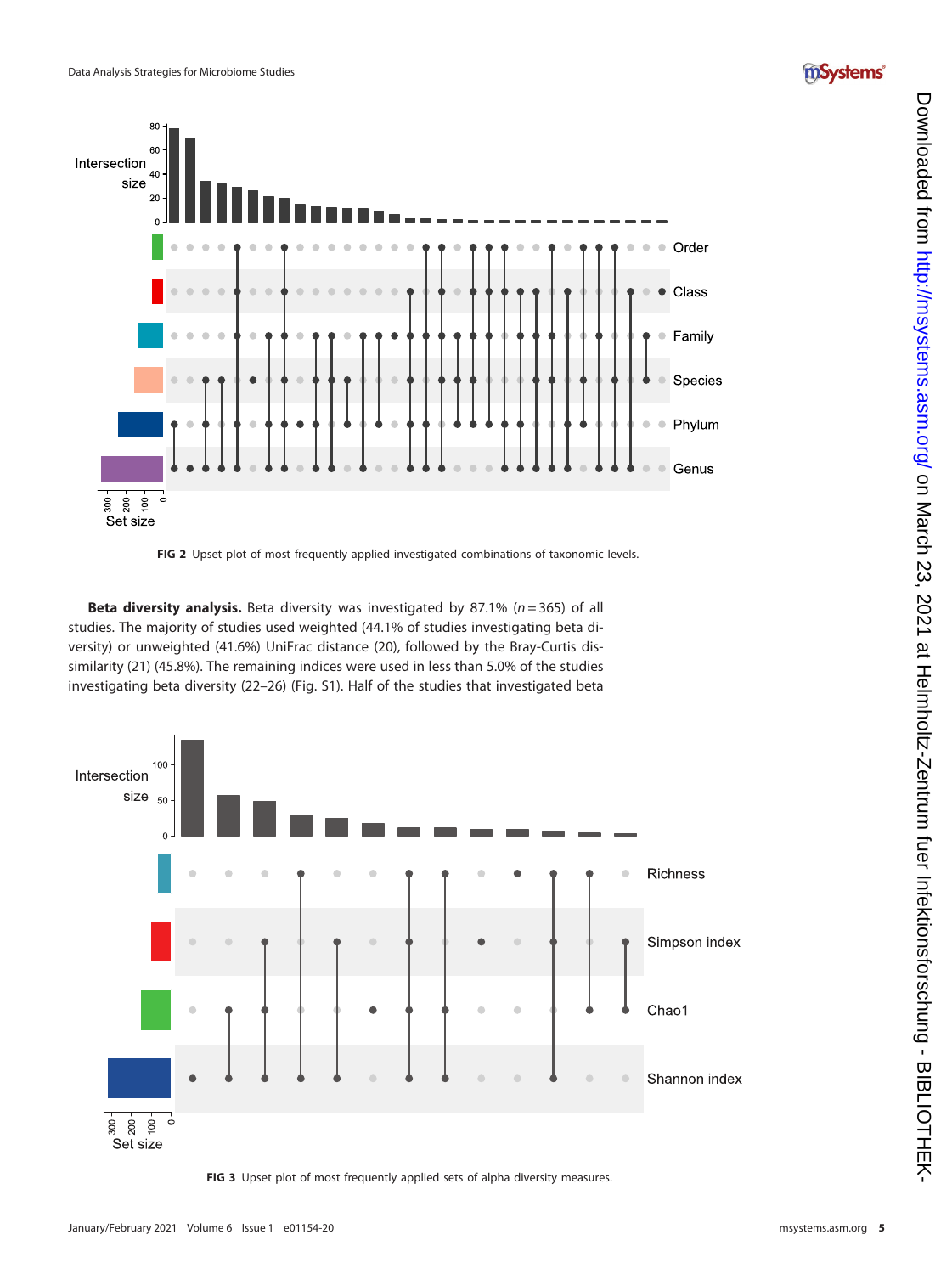FIG 2 Upset plot of most frequently applied investigated combinations of taxonomic levels.

**Beta diversity analysis.** Beta diversity was investigated by 87.1% ($n = 365$) of all studies. The majority of studies used weighted (44.1% of studies investigating beta diversity) or unweighted (41.6%) UniFrac distance (20), followed by the Bray-Curtis dissimilarity (21) (45.8%). The remaining indices were used in less than 5.0% of the studies investigating beta diversity (22–26) (Fig. S1). Half of the studies that investigated beta

FIG 3 Upset plot of most frequently applied sets of alpha diversity measures.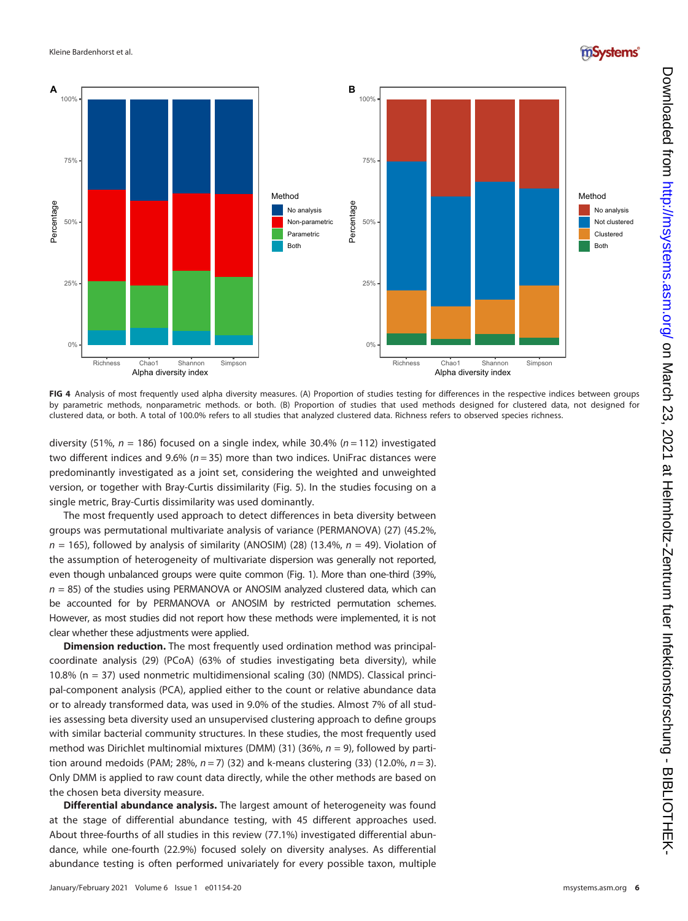FIG 4 Analysis of most frequently used alpha diversity measures. (A) Proportion of studies testing for differences in the respective indices between groups by parametric methods, nonparametric methods. or both. (B) Proportion of studies that used methods designed for clustered data, not designed for clustered data, or both. A total of 100.0% refers to all studies that analyzed clustered data. Richness refers to observed species richness.

diversity (51%, $n$ = 186) focused on a single index, while 30.4% ($n$ = 112) investigated two different indices and 9.6% ($n$ = 35) more than two indices. UniFrac distances were predominantly investigated as a joint set, considering the weighted and unweighted version, or together with Bray-Curtis dissimilarity (Fig. 5). In the studies focusing on a single metric, Bray-Curtis dissimilarity was used dominantly.

The most frequently used approach to detect differences in beta diversity between groups was permutational multivariate analysis of variance (PERMANOVA) (27) (45.2%, $n$ = 165), followed by analysis of similarity (ANOSIM) (28) (13.4%, $n$ = 49). Violation of the assumption of heterogeneity of multivariate dispersion was generally not reported, even though unbalanced groups were quite common (Fig. 1). More than one-third (39%, $n$ = 85) of the studies using PERMANOVA or ANOSIM analyzed clustered data, which can be accounted for by PERMANOVA or ANOSIM by restricted permutation schemes. However, as most studies did not report how these methods were implemented, it is not clear whether these adjustments were applied.

**Dimension reduction.** The most frequently used ordination method was principal-coordinate analysis (29) (PCoA) (63% of studies investigating beta diversity), while 10.8% (n = 37) used nonmetric multidimensional scaling (30) (NMDS). Classical principal-component analysis (PCA), applied either to the count or relative abundance data or to already transformed data, was used in 9.0% of the studies. Almost 7% of all studies assessing beta diversity used an unsupervised clustering approach to define groups with similar bacterial community structures. In these studies, the most frequently used method was Dirichlet multinomial mixtures (DMM) (31) (36%, $n$ = 9), followed by partition around medoids (PAM; 28%, $n$ = 7) (32) and k-means clustering (33) (12.0%, $n$ = 3). Only DMM is applied to raw count data directly, while the other methods are based on the chosen beta diversity measure.

**Differential abundance analysis.** The largest amount of heterogeneity was found at the stage of differential abundance testing, with 45 different approaches used. About three-fourths of all studies in this review (77.1%) investigated differential abundance, while one-fourth (22.9%) focused solely on diversity analyses. As differential abundance testing is often performed univariately for every possible taxon, multiple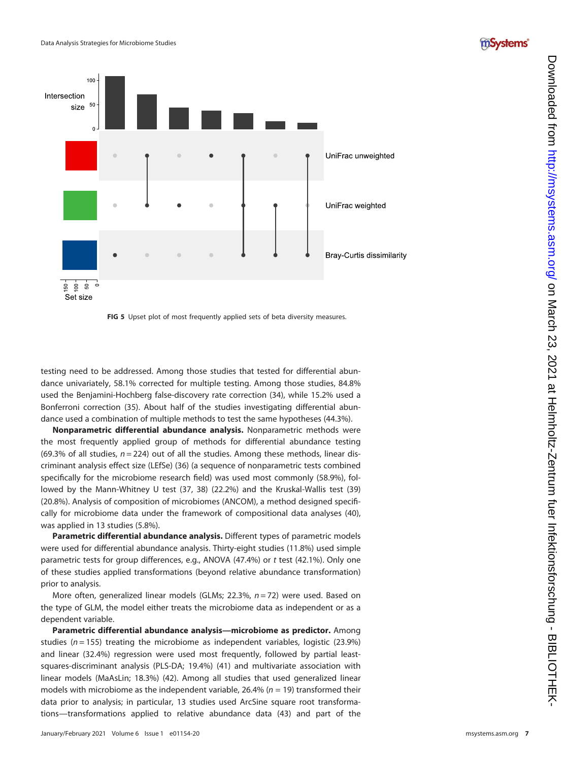FIG 5 Upset plot of most frequently applied sets of beta diversity measures.

testing need to be addressed. Among those studies that tested for differential abundance univariately, 58.1% corrected for multiple testing. Among those studies, 84.8% used the Benjamini-Hochberg false-discovery rate correction (34), while 15.2% used a Bonferroni correction (35). About half of the studies investigating differential abundance used a combination of multiple methods to test the same hypotheses (44.3%).

**Nonparametric differential abundance analysis.** Nonparametric methods were the most frequently applied group of methods for differential abundance testing (69.3% of all studies, $n = 224$) out of all the studies. Among these methods, linear discriminant analysis effect size (LEfSe) (36) (a sequence of nonparametric tests combined specifically for the microbiome research field) was used most commonly (58.9%), followed by the Mann-Whitney U test (37, 38) (22.2%) and the Kruskal-Wallis test (39) (20.8%). Analysis of composition of microbiomes (ANCOM), a method designed specifically for microbiome data under the framework of compositional data analyses (40), was applied in 13 studies (5.8%).

**Parametric differential abundance analysis.** Different types of parametric models were used for differential abundance analysis. Thirty-eight studies (11.8%) used simple parametric tests for group differences, e.g., ANOVA (47.4%) or *t* test (42.1%). Only one of these studies applied transformations (beyond relative abundance transformation) prior to analysis.

More often, generalized linear models (GLMs; 22.3%, $n = 72$) were used. Based on the type of GLM, the model either treats the microbiome data as independent or as a dependent variable.

**Parametric differential abundance analysis—microbiome as predictor.** Among studies ($n = 155$) treating the microbiome as independent variables, logistic (23.9%) and linear (32.4%) regression were used most frequently, followed by partial least-squares-discriminant analysis (PLS-DA; 19.4%) (41) and multivariate association with linear models (MaAsLin; 18.3%) (42). Among all studies that used generalized linear models with microbiome as the independent variable, 26.4% ($n = 19$) transformed their data prior to analysis; in particular, 13 studies used ArcSine square root transformations—transformations applied to relative abundance data (43) and part of the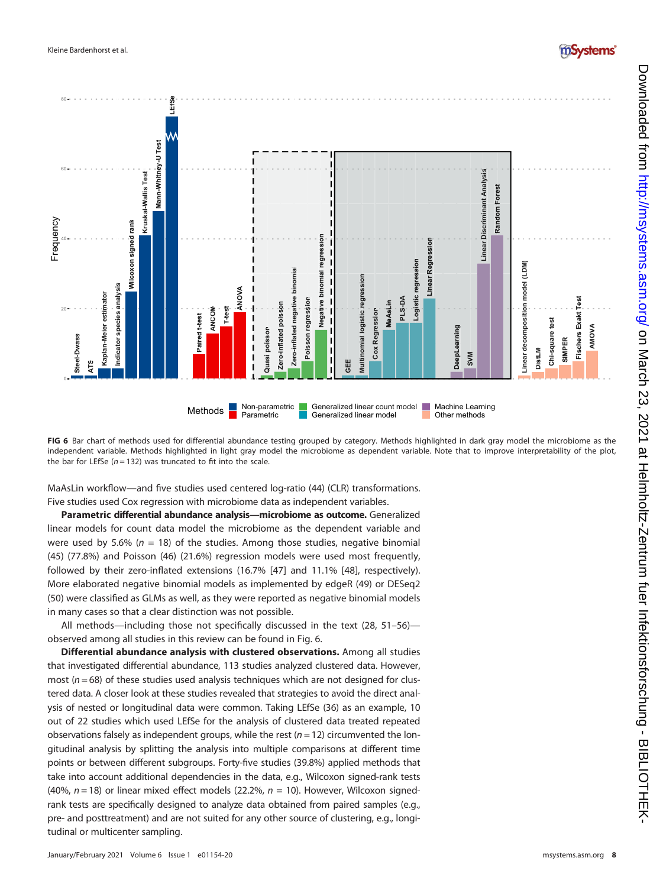**FIG 6** Bar chart of methods used for differential abundance testing grouped by category. Methods highlighted in dark gray model the microbiome as the independent variable. Methods highlighted in light gray model the microbiome as dependent variable. Note that to improve interpretability of the plot, the bar for LEfSe ($n = 132$) was truncated to fit into the scale.

MaAsLin workflow—and five studies used centered log-ratio (44) (CLR) transformations. Five studies used Cox regression with microbiome data as independent variables.

**Parametric differential abundance analysis—microbiome as outcome.** Generalized linear models for count data model the microbiome as the dependent variable and were used by 5.6% ($n = 18$) of the studies. Among those studies, negative binomial (45) (77.8%) and Poisson (46) (21.6%) regression models were used most frequently, followed by their zero-inflated extensions (16.7% [47] and 11.1% [48], respectively). More elaborated negative binomial models as implemented by edgeR (49) or DESeq2 (50) were classified as GLMs as well, as they were reported as negative binomial models in many cases so that a clear distinction was not possible.

All methods—including those not specifically discussed in the text (28, 51–56)—observed among all studies in this review can be found in Fig. 6.

**Differential abundance analysis with clustered observations.** Among all studies that investigated differential abundance, 113 studies analyzed clustered data. However, most ($n = 68$) of these studies used analysis techniques which are not designed for clustered data. A closer look at these studies revealed that strategies to avoid the direct analysis of nested or longitudinal data were common. Taking LEfSe (36) as an example, 10 out of 22 studies which used LEfSe for the analysis of clustered data treated repeated observations falsely as independent groups, while the rest ($n = 12$) circumvented the longitudinal analysis by splitting the analysis into multiple comparisons at different time points or between different subgroups. Forty-five studies (39.8%) applied methods that take into account additional dependencies in the data, e.g., Wilcoxon signed-rank tests (40%, $n = 18$) or linear mixed effect models (22.2%, $n = 10$). However, Wilcoxon signed-rank tests are specifically designed to analyze data obtained from paired samples (e.g., pre- and posttreatment) and are not suited for any other source of clustering, e.g., longitudinal or multicenter sampling.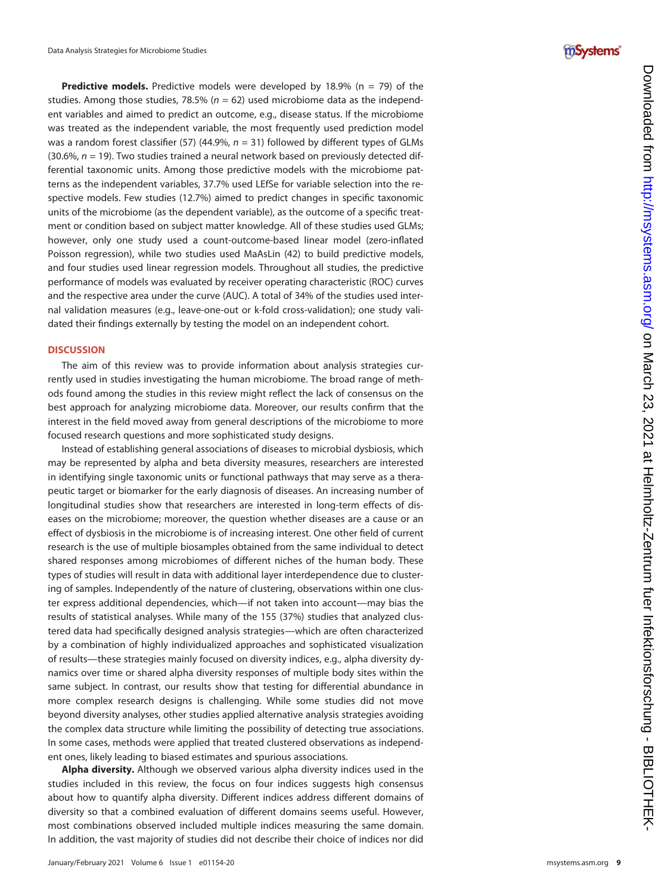**Predictive models.** Predictive models were developed by 18.9% (n = 79) of the studies. Among those studies, 78.5% (*n* = 62) used microbiome data as the independent variables and aimed to predict an outcome, e.g., disease status. If the microbiome was treated as the independent variable, the most frequently used prediction model was a random forest classifier (57) (44.9%, *n* = 31) followed by different types of GLMs (30.6%, *n* = 19). Two studies trained a neural network based on previously detected differential taxonomic units. Among those predictive models with the microbiome patterns as the independent variables, 37.7% used LEfSe for variable selection into the respective models. Few studies (12.7%) aimed to predict changes in specific taxonomic units of the microbiome (as the dependent variable), as the outcome of a specific treatment or condition based on subject matter knowledge. All of these studies used GLMs; however, only one study used a count-outcome-based linear model (zero-inflated Poisson regression), while two studies used MaAsLin (42) to build predictive models, and four studies used linear regression models. Throughout all studies, the predictive performance of models was evaluated by receiver operating characteristic (ROC) curves and the respective area under the curve (AUC). A total of 34% of the studies used internal validation measures (e.g., leave-one-out or k-fold cross-validation); one study validated their findings externally by testing the model on an independent cohort.

## DISCUSSION

The aim of this review was to provide information about analysis strategies currently used in studies investigating the human microbiome. The broad range of methods found among the studies in this review might reflect the lack of consensus on the best approach for analyzing microbiome data. Moreover, our results confirm that the interest in the field moved away from general descriptions of the microbiome to more focused research questions and more sophisticated study designs.

Instead of establishing general associations of diseases to microbial dysbiosis, which may be represented by alpha and beta diversity measures, researchers are interested in identifying single taxonomic units or functional pathways that may serve as a therapeutic target or biomarker for the early diagnosis of diseases. An increasing number of longitudinal studies show that researchers are interested in long-term effects of diseases on the microbiome; moreover, the question whether diseases are a cause or an effect of dysbiosis in the microbiome is of increasing interest. One other field of current research is the use of multiple biosamples obtained from the same individual to detect shared responses among microbiomes of different niches of the human body. These types of studies will result in data with additional layer interdependence due to clustering of samples. Independently of the nature of clustering, observations within one cluster express additional dependencies, which—if not taken into account—may bias the results of statistical analyses. While many of the 155 (37%) studies that analyzed clustered data had specifically designed analysis strategies—which are often characterized by a combination of highly individualized approaches and sophisticated visualization of results—these strategies mainly focused on diversity indices, e.g., alpha diversity dynamics over time or shared alpha diversity responses of multiple body sites within the same subject. In contrast, our results show that testing for differential abundance in more complex research designs is challenging. While some studies did not move beyond diversity analyses, other studies applied alternative analysis strategies avoiding the complex data structure while limiting the possibility of detecting true associations. In some cases, methods were applied that treated clustered observations as independent ones, likely leading to biased estimates and spurious associations.

**Alpha diversity.** Although we observed various alpha diversity indices used in the studies included in this review, the focus on four indices suggests high consensus about how to quantify alpha diversity. Different indices address different domains of diversity so that a combined evaluation of different domains seems useful. However, most combinations observed included multiple indices measuring the same domain. In addition, the vast majority of studies did not describe their choice of indices nor did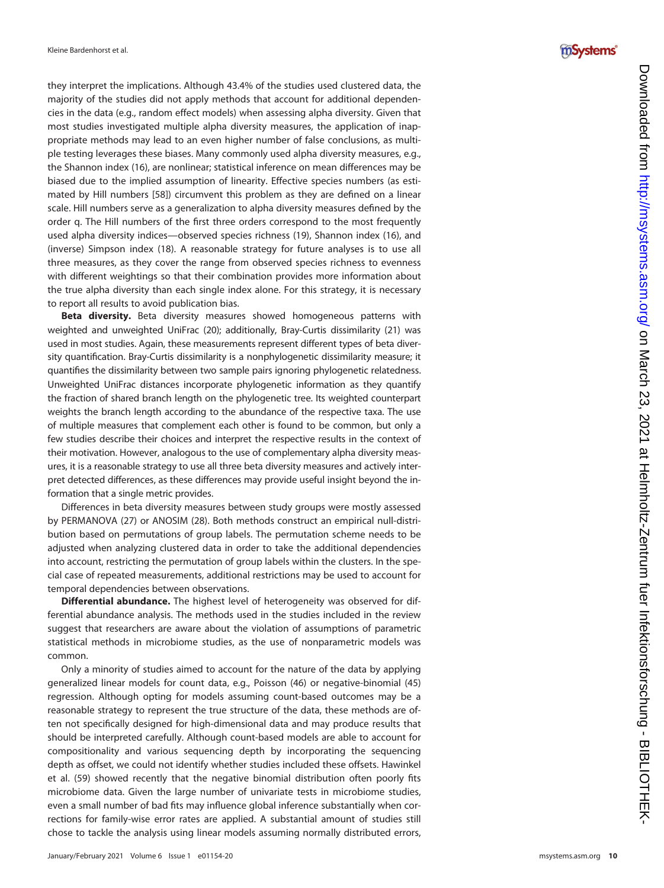they interpret the implications. Although 43.4% of the studies used clustered data, the majority of the studies did not apply methods that account for additional dependencies in the data (e.g., random effect models) when assessing alpha diversity. Given that most studies investigated multiple alpha diversity measures, the application of inappropriate methods may lead to an even higher number of false conclusions, as multiple testing leverages these biases. Many commonly used alpha diversity measures, e.g., the Shannon index (16), are nonlinear; statistical inference on mean differences may be biased due to the implied assumption of linearity. Effective species numbers (as estimated by Hill numbers [58]) circumvent this problem as they are defined on a linear scale. Hill numbers serve as a generalization to alpha diversity measures defined by the order q. The Hill numbers of the first three orders correspond to the most frequently used alpha diversity indices—observed species richness (19), Shannon index (16), and (inverse) Simpson index (18). A reasonable strategy for future analyses is to use all three measures, as they cover the range from observed species richness to evenness with different weightings so that their combination provides more information about the true alpha diversity than each single index alone. For this strategy, it is necessary to report all results to avoid publication bias.

**Beta diversity.** Beta diversity measures showed homogeneous patterns with weighted and unweighted UniFrac (20); additionally, Bray-Curtis dissimilarity (21) was used in most studies. Again, these measurements represent different types of beta diversity quantification. Bray-Curtis dissimilarity is a nonphylogenetic dissimilarity measure; it quantifies the dissimilarity between two sample pairs ignoring phylogenetic relatedness. Unweighted UniFrac distances incorporate phylogenetic information as they quantify the fraction of shared branch length on the phylogenetic tree. Its weighted counterpart weights the branch length according to the abundance of the respective taxa. The use of multiple measures that complement each other is found to be common, but only a few studies describe their choices and interpret the respective results in the context of their motivation. However, analogous to the use of complementary alpha diversity measures, it is a reasonable strategy to use all three beta diversity measures and actively interpret detected differences, as these differences may provide useful insight beyond the information that a single metric provides.

Differences in beta diversity measures between study groups were mostly assessed by PERMANOVA (27) or ANOSIM (28). Both methods construct an empirical null-distribution based on permutations of group labels. The permutation scheme needs to be adjusted when analyzing clustered data in order to take the additional dependencies into account, restricting the permutation of group labels within the clusters. In the special case of repeated measurements, additional restrictions may be used to account for temporal dependencies between observations.

**Differential abundance.** The highest level of heterogeneity was observed for differential abundance analysis. The methods used in the studies included in the review suggest that researchers are aware about the violation of assumptions of parametric statistical methods in microbiome studies, as the use of nonparametric models was common.

Only a minority of studies aimed to account for the nature of the data by applying generalized linear models for count data, e.g., Poisson (46) or negative-binomial (45) regression. Although opting for models assuming count-based outcomes may be a reasonable strategy to represent the true structure of the data, these methods are often not specifically designed for high-dimensional data and may produce results that should be interpreted carefully. Although count-based models are able to account for compositionality and various sequencing depth by incorporating the sequencing depth as offset, we could not identify whether studies included these offsets. Hawinkel et al. (59) showed recently that the negative binomial distribution often poorly fits microbiome data. Given the large number of univariate tests in microbiome studies, even a small number of bad fits may influence global inference substantially when corrections for family-wise error rates are applied. A substantial amount of studies still chose to tackle the analysis using linear models assuming normally distributed errors,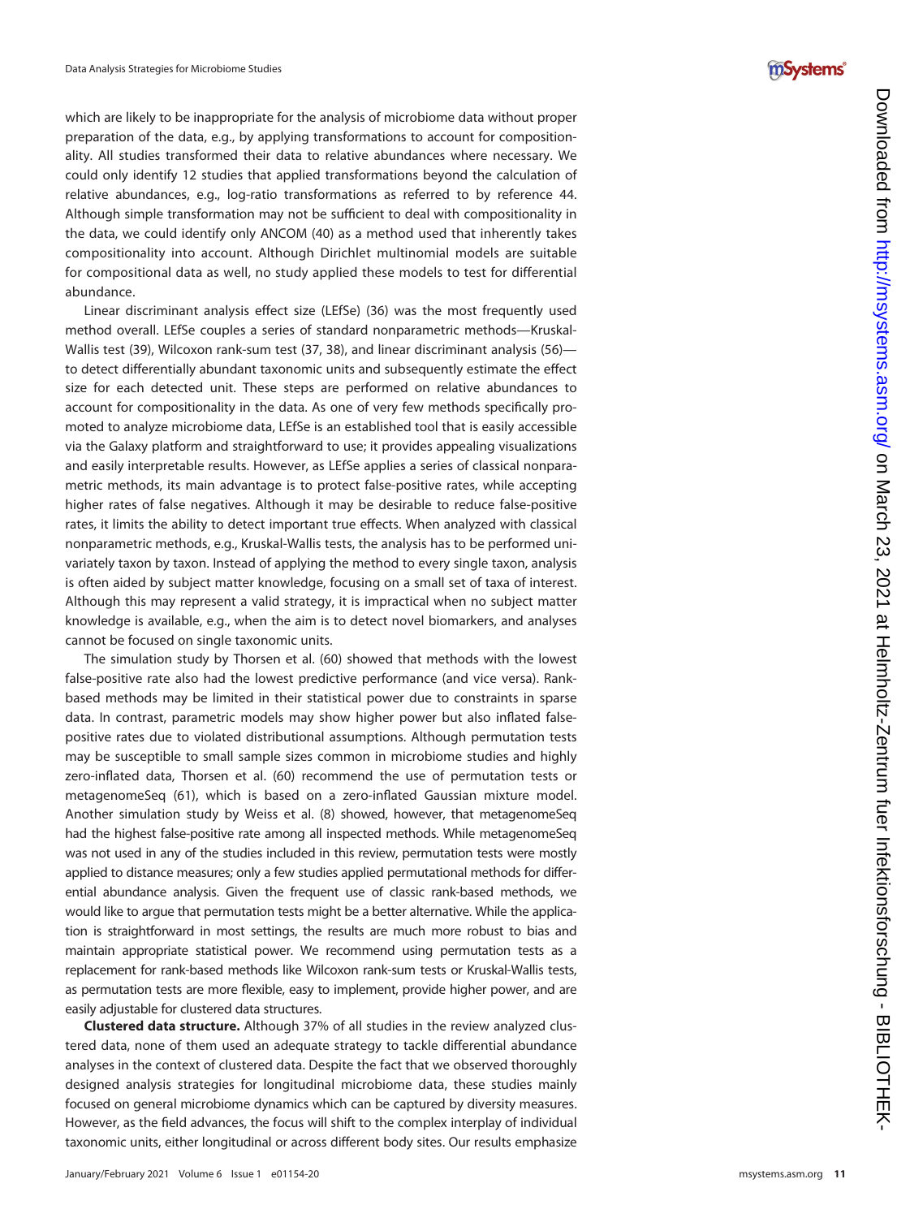which are likely to be inappropriate for the analysis of microbiome data without proper preparation of the data, e.g., by applying transformations to account for compositionality. All studies transformed their data to relative abundances where necessary. We could only identify 12 studies that applied transformations beyond the calculation of relative abundances, e.g., log-ratio transformations as referred to by reference 44. Although simple transformation may not be sufficient to deal with compositionality in the data, we could identify only ANCOM (40) as a method used that inherently takes compositionality into account. Although Dirichlet multinomial models are suitable for compositional data as well, no study applied these models to test for differential abundance.

Linear discriminant analysis effect size (LEfSe) (36) was the most frequently used method overall. LEfSe couples a series of standard nonparametric methods—Kruskal-Wallis test (39), Wilcoxon rank-sum test (37, 38), and linear discriminant analysis (56)—to detect differentially abundant taxonomic units and subsequently estimate the effect size for each detected unit. These steps are performed on relative abundances to account for compositionality in the data. As one of very few methods specifically promoted to analyze microbiome data, LEfSe is an established tool that is easily accessible via the Galaxy platform and straightforward to use; it provides appealing visualizations and easily interpretable results. However, as LEfSe applies a series of classical nonparametric methods, its main advantage is to protect false-positive rates, while accepting higher rates of false negatives. Although it may be desirable to reduce false-positive rates, it limits the ability to detect important true effects. When analyzed with classical nonparametric methods, e.g., Kruskal-Wallis tests, the analysis has to be performed univariately taxon by taxon. Instead of applying the method to every single taxon, analysis is often aided by subject matter knowledge, focusing on a small set of taxa of interest. Although this may represent a valid strategy, it is impractical when no subject matter knowledge is available, e.g., when the aim is to detect novel biomarkers, and analyses cannot be focused on single taxonomic units.

The simulation study by Thorsen et al. (60) showed that methods with the lowest false-positive rate also had the lowest predictive performance (and vice versa). Rank-based methods may be limited in their statistical power due to constraints in sparse data. In contrast, parametric models may show higher power but also inflated false-positive rates due to violated distributional assumptions. Although permutation tests may be susceptible to small sample sizes common in microbiome studies and highly zero-inflated data, Thorsen et al. (60) recommend the use of permutation tests or metagenomeSeq (61), which is based on a zero-inflated Gaussian mixture model. Another simulation study by Weiss et al. (8) showed, however, that metagenomeSeq had the highest false-positive rate among all inspected methods. While metagenomeSeq was not used in any of the studies included in this review, permutation tests were mostly applied to distance measures; only a few studies applied permutational methods for differential abundance analysis. Given the frequent use of classic rank-based methods, we would like to argue that permutation tests might be a better alternative. While the application is straightforward in most settings, the results are much more robust to bias and maintain appropriate statistical power. We recommend using permutation tests as a replacement for rank-based methods like Wilcoxon rank-sum tests or Kruskal-Wallis tests, as permutation tests are more flexible, easy to implement, provide higher power, and are easily adjustable for clustered data structures.

**Clustered data structure.** Although 37% of all studies in the review analyzed clustered data, none of them used an adequate strategy to tackle differential abundance analyses in the context of clustered data. Despite the fact that we observed thoroughly designed analysis strategies for longitudinal microbiome data, these studies mainly focused on general microbiome dynamics which can be captured by diversity measures. However, as the field advances, the focus will shift to the complex interplay of individual taxonomic units, either longitudinal or across different body sites. Our results emphasize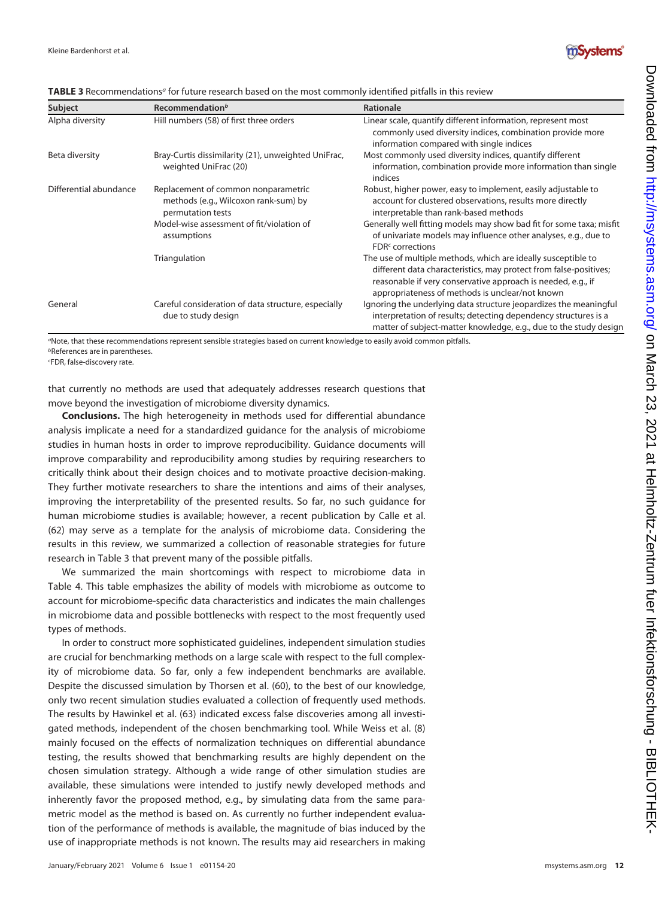**TABLE 3** Recommendations[a] for future research based on the most commonly identified pitfalls in this review

| Subject | Recommendation[b] | Rationale |
| --- | --- | --- |
| Alpha diversity | Hill numbers (58) of first three orders | Linear scale, quantify different information, represent most commonly used diversity indices, combination provide more information compared with single indices |
| Beta diversity | Bray-Curtis dissimilarity (21), unweighted UniFrac, weighted UniFrac (20) | Most commonly used diversity indices, quantify different information, combination provide more information than single indices |
| Differential abundance | Replacement of common nonparametric methods (e.g., Wilcoxon rank-sum) by permutation tests | Robust, higher power, easy to implement, easily adjustable to account for clustered observations, results more directly interpretable than rank-based methods |
| | Model-wise assessment of fit/violation of assumptions | Generally well fitting models may show bad fit for some taxa; misfit of univariate models may influence other analyses, e.g., due to FDR[c] corrections |
| | Triangulation | The use of multiple methods, which are ideally susceptible to different data characteristics, may protect from false-positives; reasonable if very conservative approach is needed, e.g., if appropriateness of methods is unclear/not known |
| General | Careful consideration of data structure, especially due to study design | Ignoring the underlying data structure jeopardizes the meaningful interpretation of results; detecting dependency structures is a matter of subject-matter knowledge, e.g., due to the study design |

[a]Note, that these recommendations represent sensible strategies based on current knowledge to easily avoid common pitfalls.
[b]References are in parentheses.
[c]FDR, false-discovery rate.

that currently no methods are used that adequately addresses research questions that move beyond the investigation of microbiome diversity dynamics.

**Conclusions.** The high heterogeneity in methods used for differential abundance analysis implicate a need for a standardized guidance for the analysis of microbiome studies in human hosts in order to improve reproducibility. Guidance documents will improve comparability and reproducibility among studies by requiring researchers to critically think about their design choices and to motivate proactive decision-making. They further motivate researchers to share the intentions and aims of their analyses, improving the interpretability of the presented results. So far, no such guidance for human microbiome studies is available; however, a recent publication by Calle et al. (62) may serve as a template for the analysis of microbiome data. Considering the results in this review, we summarized a collection of reasonable strategies for future research in Table 3 that prevent many of the possible pitfalls.

We summarized the main shortcomings with respect to microbiome data in Table 4. This table emphasizes the ability of models with microbiome as outcome to account for microbiome-specific data characteristics and indicates the main challenges in microbiome data and possible bottlenecks with respect to the most frequently used types of methods.

In order to construct more sophisticated guidelines, independent simulation studies are crucial for benchmarking methods on a large scale with respect to the full complexity of microbiome data. So far, only a few independent benchmarks are available. Despite the discussed simulation by Thorsen et al. (60), to the best of our knowledge, only two recent simulation studies evaluated a collection of frequently used methods. The results by Hawinkel et al. (63) indicated excess false discoveries among all investigated methods, independent of the chosen benchmarking tool. While Weiss et al. (8) mainly focused on the effects of normalization techniques on differential abundance testing, the results showed that benchmarking results are highly dependent on the chosen simulation strategy. Although a wide range of other simulation studies are available, these simulations were intended to justify newly developed methods and inherently favor the proposed method, e.g., by simulating data from the same parametric model as the method is based on. As currently no further independent evaluation of the performance of methods is available, the magnitude of bias induced by the use of inappropriate methods is not known. The results may aid researchers in making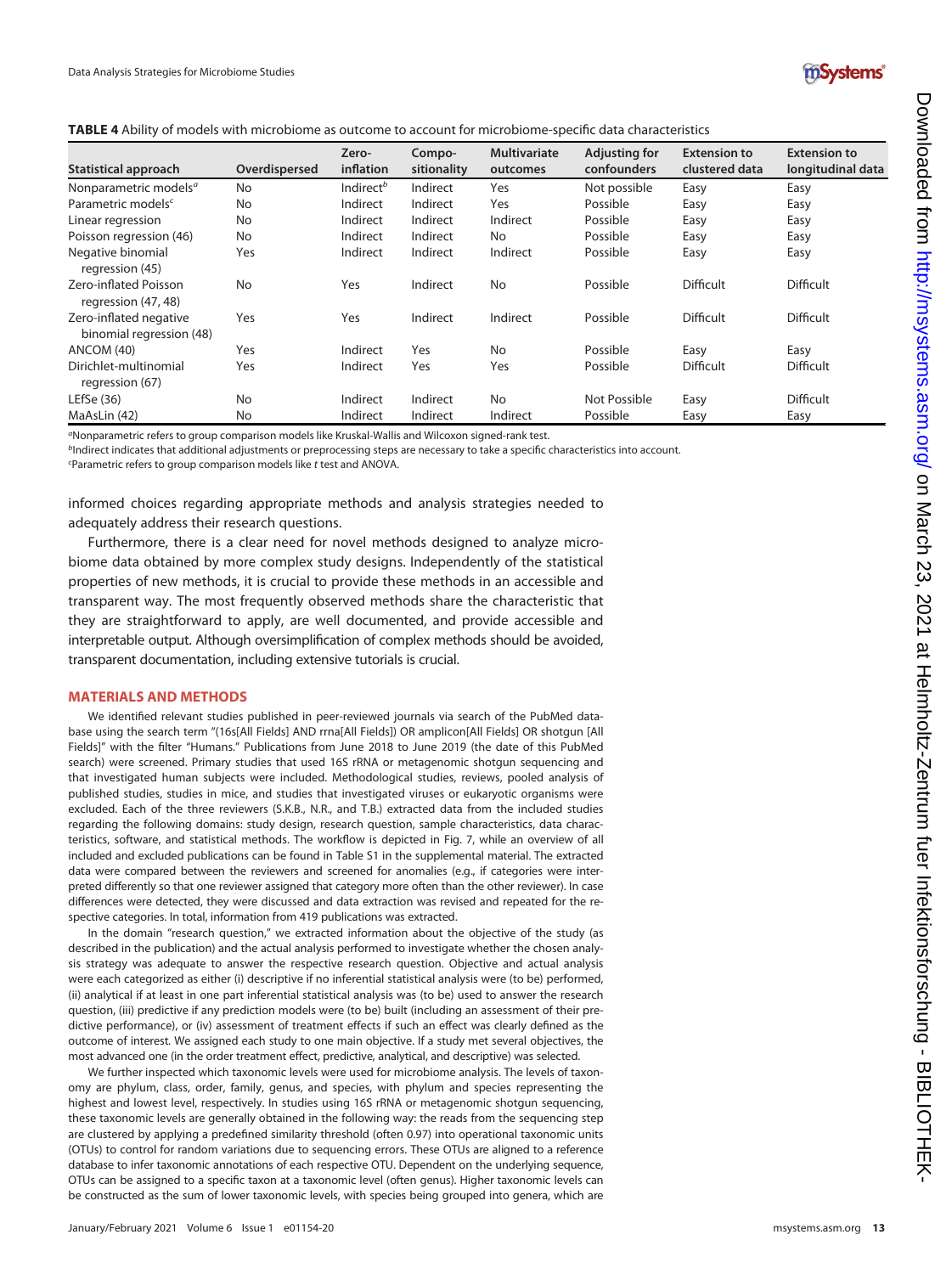**TABLE 4** Ability of models with microbiome as outcome to account for microbiome-specific data characteristics

| Statistical approach | Overdispersed | Zero-inflation | Compositionality | Multivariate outcomes | Adjusting for confounders | Extension to clustered data | Extension to longitudinal data |
|---|---|---|---|---|---|---|---|
| Nonparametric models[a] | No | Indirect[b] | Indirect | Yes | Not possible | Easy | Easy |
| Parametric models[c] | No | Indirect | Indirect | Yes | Possible | Easy | Easy |
| Linear regression | No | Indirect | Indirect | Indirect | Possible | Easy | Easy |
| Poisson regression (46) | No | Indirect | Indirect | No | Possible | Easy | Easy |
| Negative binomial regression (45) | Yes | Indirect | Indirect | Indirect | Possible | Easy | Easy |
| Zero-inflated Poisson regression (47, 48) | No | Yes | Indirect | No | Possible | Difficult | Difficult |
| Zero-inflated negative binomial regression (48) | Yes | Yes | Indirect | Indirect | Possible | Difficult | Difficult |
| ANCOM (40) | Yes | Indirect | Yes | No | Possible | Easy | Easy |
| Dirichlet-multinomial regression (67) | Yes | Indirect | Yes | Yes | Possible | Difficult | Difficult |
| LEfSe (36) | No | Indirect | Indirect | No | Not Possible | Easy | Difficult |
| MaAsLin (42) | No | Indirect | Indirect | Indirect | Possible | Easy | Easy |

[a]Nonparametric refers to group comparison models like Kruskal-Wallis and Wilcoxon signed-rank test.
[b]Indirect indicates that additional adjustments or preprocessing steps are necessary to take a specific characteristics into account.
[c]Parametric refers to group comparison models like *t* test and ANOVA.

informed choices regarding appropriate methods and analysis strategies needed to adequately address their research questions.

Furthermore, there is a clear need for novel methods designed to analyze microbiome data obtained by more complex study designs. Independently of the statistical properties of new methods, it is crucial to provide these methods in an accessible and transparent way. The most frequently observed methods share the characteristic that they are straightforward to apply, are well documented, and provide accessible and interpretable output. Although oversimplification of complex methods should be avoided, transparent documentation, including extensive tutorials is crucial.

## MATERIALS AND METHODS

We identified relevant studies published in peer-reviewed journals via search of the PubMed database using the search term "(16s[All Fields] AND rrna[All Fields]) OR amplicon[All Fields] OR shotgun [All Fields]" with the filter "Humans." Publications from June 2018 to June 2019 (the date of this PubMed search) were screened. Primary studies that used 16S rRNA or metagenomic shotgun sequencing and that investigated human subjects were included. Methodological studies, reviews, pooled analysis of published studies, studies in mice, and studies that investigated viruses or eukaryotic organisms were excluded. Each of the three reviewers (S.K.B., N.R., and T.B.) extracted data from the included studies regarding the following domains: study design, research question, sample characteristics, data characteristics, software, and statistical methods. The workflow is depicted in Fig. 7, while an overview of all included and excluded publications can be found in Table S1 in the supplemental material. The extracted data were compared between the reviewers and screened for anomalies (e.g., if categories were interpreted differently so that one reviewer assigned that category more often than the other reviewer). In case differences were detected, they were discussed and data extraction was revised and repeated for the respective categories. In total, information from 419 publications was extracted.

In the domain "research question," we extracted information about the objective of the study (as described in the publication) and the actual analysis performed to investigate whether the chosen analysis strategy was adequate to answer the respective research question. Objective and actual analysis were each categorized as either (i) descriptive if no inferential statistical analysis were (to be) performed, (ii) analytical if at least in one part inferential statistical analysis was (to be) used to answer the research question, (iii) predictive if any prediction models were (to be) built (including an assessment of their predictive performance), or (iv) assessment of treatment effects if such an effect was clearly defined as the outcome of interest. We assigned each study to one main objective. If a study met several objectives, the most advanced one (in the order treatment effect, predictive, analytical, and descriptive) was selected.

We further inspected which taxonomic levels were used for microbiome analysis. The levels of taxonomy are phylum, class, order, family, genus, and species, with phylum and species representing the highest and lowest level, respectively. In studies using 16S rRNA or metagenomic shotgun sequencing, these taxonomic levels are generally obtained in the following way: the reads from the sequencing step are clustered by applying a predefined similarity threshold (often 0.97) into operational taxonomic units (OTUs) to control for random variations due to sequencing errors. These OTUs are aligned to a reference database to infer taxonomic annotations of each respective OTU. Dependent on the underlying sequence, OTUs can be assigned to a specific taxon at a taxonomic level (often genus). Higher taxonomic levels can be constructed as the sum of lower taxonomic levels, with species being grouped into genera, which are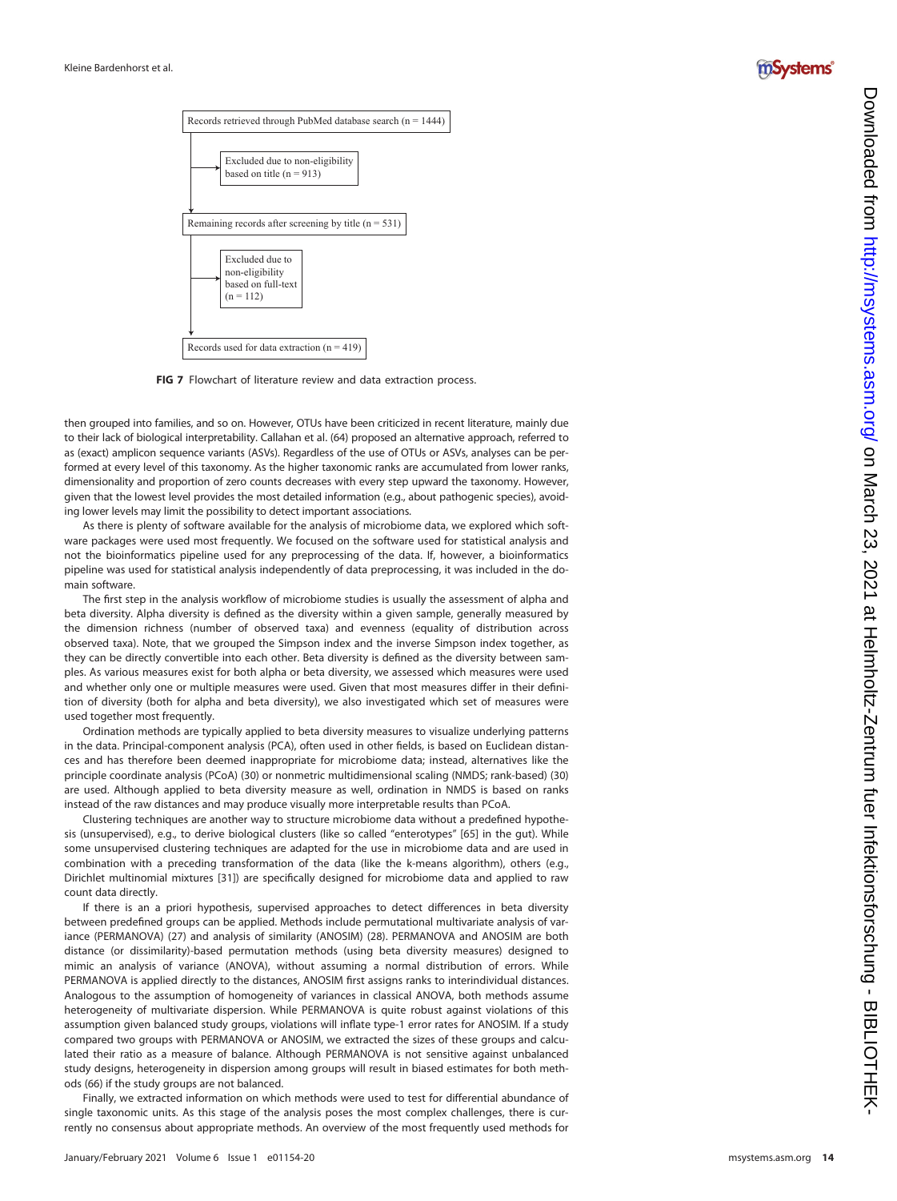Records retrieved through PubMed database search (n = 1444)

→ Excluded due to non-eligibility based on title (n = 913)

Remaining records after screening by title (n = 531)

→ Excluded due to non-eligibility based on full-text (n = 112)

Records used for data extraction (n = 419)

**FIG 7** Flowchart of literature review and data extraction process.

then grouped into families, and so on. However, OTUs have been criticized in recent literature, mainly due to their lack of biological interpretability. Callahan et al. (64) proposed an alternative approach, referred to as (exact) amplicon sequence variants (ASVs). Regardless of the use of OTUs or ASVs, analyses can be performed at every level of this taxonomy. As the higher taxonomic ranks are accumulated from lower ranks, dimensionality and proportion of zero counts decreases with every step upward the taxonomy. However, given that the lowest level provides the most detailed information (e.g., about pathogenic species), avoiding lower levels may limit the possibility to detect important associations.

As there is plenty of software available for the analysis of microbiome data, we explored which software packages were used most frequently. We focused on the software used for statistical analysis and not the bioinformatics pipeline used for any preprocessing of the data. If, however, a bioinformatics pipeline was used for statistical analysis independently of data preprocessing, it was included in the domain software.

The first step in the analysis workflow of microbiome studies is usually the assessment of alpha and beta diversity. Alpha diversity is defined as the diversity within a given sample, generally measured by the dimension richness (number of observed taxa) and evenness (equality of distribution across observed taxa). Note, that we grouped the Simpson index and the inverse Simpson index together, as they can be directly convertible into each other. Beta diversity is defined as the diversity between samples. As various measures exist for both alpha or beta diversity, we assessed which measures were used and whether only one or multiple measures were used. Given that most measures differ in their definition of diversity (both for alpha and beta diversity), we also investigated which set of measures were used together most frequently.

Ordination methods are typically applied to beta diversity measures to visualize underlying patterns in the data. Principal-component analysis (PCA), often used in other fields, is based on Euclidean distances and has therefore been deemed inappropriate for microbiome data; instead, alternatives like the principle coordinate analysis (PCoA) (30) or nonmetric multidimensional scaling (NMDS; rank-based) (30) are used. Although applied to beta diversity measure as well, ordination in NMDS is based on ranks instead of the raw distances and may produce visually more interpretable results than PCoA.

Clustering techniques are another way to structure microbiome data without a predefined hypothesis (unsupervised), e.g., to derive biological clusters (like so called "enterotypes" [65] in the gut). While some unsupervised clustering techniques are adapted for the use in microbiome data and are used in combination with a preceding transformation of the data (like the k-means algorithm), others (e.g., Dirichlet multinomial mixtures [31]) are specifically designed for microbiome data and applied to raw count data directly.

If there is an a priori hypothesis, supervised approaches to detect differences in beta diversity between predefined groups can be applied. Methods include permutational multivariate analysis of variance (PERMANOVA) (27) and analysis of similarity (ANOSIM) (28). PERMANOVA and ANOSIM are both distance (or dissimilarity)-based permutation methods (using beta diversity measures) designed to mimic an analysis of variance (ANOVA), without assuming a normal distribution of errors. While PERMANOVA is applied directly to the distances, ANOSIM first assigns ranks to interindividual distances. Analogous to the assumption of homogeneity of variances in classical ANOVA, both methods assume heterogeneity of multivariate dispersion. While PERMANOVA is quite robust against violations of this assumption given balanced study groups, violations will inflate type-1 error rates for ANOSIM. If a study compared two groups with PERMANOVA or ANOSIM, we extracted the sizes of these groups and calculated their ratio as a measure of balance. Although PERMANOVA is not sensitive against unbalanced study designs, heterogeneity in dispersion among groups will result in biased estimates for both methods (66) if the study groups are not balanced.

Finally, we extracted information on which methods were used to test for differential abundance of single taxonomic units. As this stage of the analysis poses the most complex challenges, there is currently no consensus about appropriate methods. An overview of the most frequently used methods for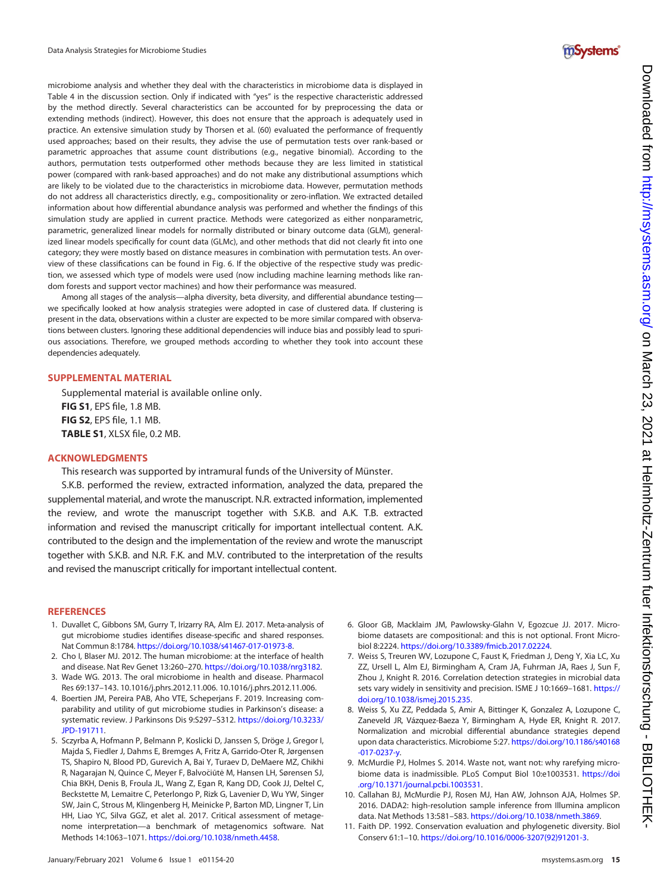microbiome analysis and whether they deal with the characteristics in microbiome data is displayed in Table 4 in the discussion section. Only if indicated with "yes" is the respective characteristic addressed by the method directly. Several characteristics can be accounted for by preprocessing the data or extending methods (indirect). However, this does not ensure that the approach is adequately used in practice. An extensive simulation study by Thorsen et al. (60) evaluated the performance of frequently used approaches; based on their results, they advise the use of permutation tests over rank-based or parametric approaches that assume count distributions (e.g., negative binomial). According to the authors, permutation tests outperformed other methods because they are less limited in statistical power (compared with rank-based approaches) and do not make any distributional assumptions which are likely to be violated due to the characteristics in microbiome data. However, permutation methods do not address all characteristics directly, e.g., compositionality or zero-inflation. We extracted detailed information about how differential abundance analysis was performed and whether the findings of this simulation study are applied in current practice. Methods were categorized as either nonparametric, parametric, generalized linear models for normally distributed or binary outcome data (GLM), generalized linear models specifically for count data (GLMc), and other methods that did not clearly fit into one category; they were mostly based on distance measures in combination with permutation tests. An overview of these classifications can be found in Fig. 6. If the objective of the respective study was prediction, we assessed which type of models were used (now including machine learning methods like random forests and support vector machines) and how their performance was measured.

Among all stages of the analysis—alpha diversity, beta diversity, and differential abundance testing—we specifically looked at how analysis strategies were adopted in case of clustered data. If clustering is present in the data, observations within a cluster are expected to be more similar compared with observations between clusters. Ignoring these additional dependencies will induce bias and possibly lead to spurious associations. Therefore, we grouped methods according to whether they took into account these dependencies adequately.

## SUPPLEMENTAL MATERIAL

Supplemental material is available online only.

**FIG S1**, EPS file, 1.8 MB.

**FIG S2**, EPS file, 1.1 MB.

**TABLE S1**, XLSX file, 0.2 MB.

## ACKNOWLEDGMENTS

This research was supported by intramural funds of the University of Münster.

S.K.B. performed the review, extracted information, analyzed the data, prepared the supplemental material, and wrote the manuscript. N.R. extracted information, implemented the review, and wrote the manuscript together with S.K.B. and A.K. T.B. extracted information and revised the manuscript critically for important intellectual content. A.K. contributed to the design and the implementation of the review and wrote the manuscript together with S.K.B. and N.R. F.K. and M.V. contributed to the interpretation of the results and revised the manuscript critically for important intellectual content.

## REFERENCES

1. Duvallet C, Gibbons SM, Gurry T, Irizarry RA, Alm EJ. 2017. Meta-analysis of gut microbiome studies identifies disease-specific and shared responses. Nat Commun 8:1784. https://doi.org/10.1038/s41467-017-01973-8.
2. Cho I, Blaser MJ. 2012. The human microbiome: at the interface of health and disease. Nat Rev Genet 13:260–270. https://doi.org/10.1038/nrg3182.
3. Wade WG. 2013. The oral microbiome in health and disease. Pharmacol Res 69:137–143. 10.1016/j.phrs.2012.11.006. 10.1016/j.phrs.2012.11.006.
4. Boertien JM, Pereira PAB, Aho VTE, Scheperjans F. 2019. Increasing comparability and utility of gut microbiome studies in Parkinson's disease: a systematic review. J Parkinsons Dis 9:S297–S312. https://doi.org/10.3233/JPD-191711.
5. Sczyrba A, Hofmann P, Belmann P, Koslicki D, Janssen S, Dröge J, Gregor I, Majda S, Fiedler J, Dahms E, Bremges A, Fritz A, Garrido-Oter R, Jørgensen TS, Shapiro N, Blood PD, Gurevich A, Bai Y, Turaev D, DeMaere MZ, Chikhi R, Nagarajan N, Quince C, Meyer F, Balvočiūtė M, Hansen LH, Sørensen SJ, Chia BKH, Denis B, Froula JL, Wang Z, Egan R, Kang DD, Cook JJ, Deltel C, Beckstette M, Lemaitre C, Peterlongo P, Rizk G, Lavenier D, Wu YW, Singer SW, Jain C, Strous M, Klingenberg H, Meinicke P, Barton MD, Lingner T, Lin HH, Liao YC, Silva GGZ, et alet al. 2017. Critical assessment of metagenome interpretation—a benchmark of metagenomics software. Nat Methods 14:1063–1071. https://doi.org/10.1038/nmeth.4458.
6. Gloor GB, Macklaim JM, Pawlowsky-Glahn V, Egozcue JJ. 2017. Microbiome datasets are compositional: and this is not optional. Front Microbiol 8:2224. https://doi.org/10.3389/fmicb.2017.02224.
7. Weiss S, Treuren WV, Lozupone C, Faust K, Friedman J, Deng Y, Xia LC, Xu ZZ, Ursell L, Alm EJ, Birmingham A, Cram JA, Fuhrman JA, Raes J, Sun F, Zhou J, Knight R. 2016. Correlation detection strategies in microbial data sets vary widely in sensitivity and precision. ISME J 10:1669–1681. https://doi.org/10.1038/ismej.2015.235.
8. Weiss S, Xu ZZ, Peddada S, Amir A, Bittinger K, Gonzalez A, Lozupone C, Zaneveld JR, Vázquez-Baeza Y, Birmingham A, Hyde ER, Knight R. 2017. Normalization and microbial differential abundance strategies depend upon data characteristics. Microbiome 5:27. https://doi.org/10.1186/s40168-017-0237-y.
9. McMurdie PJ, Holmes S. 2014. Waste not, want not: why rarefying microbiome data is inadmissible. PLoS Comput Biol 10:e1003531. https://doi.org/10.1371/journal.pcbi.1003531.
10. Callahan BJ, McMurdie PJ, Rosen MJ, Han AW, Johnson AJA, Holmes SP. 2016. DADA2: high-resolution sample inference from Illumina amplicon data. Nat Methods 13:581–583. https://doi.org/10.1038/nmeth.3869.
11. Faith DP. 1992. Conservation evaluation and phylogenetic diversity. Biol Conserv 61:1–10. https://doi.org/10.1016/0006-3207(92)91201-3.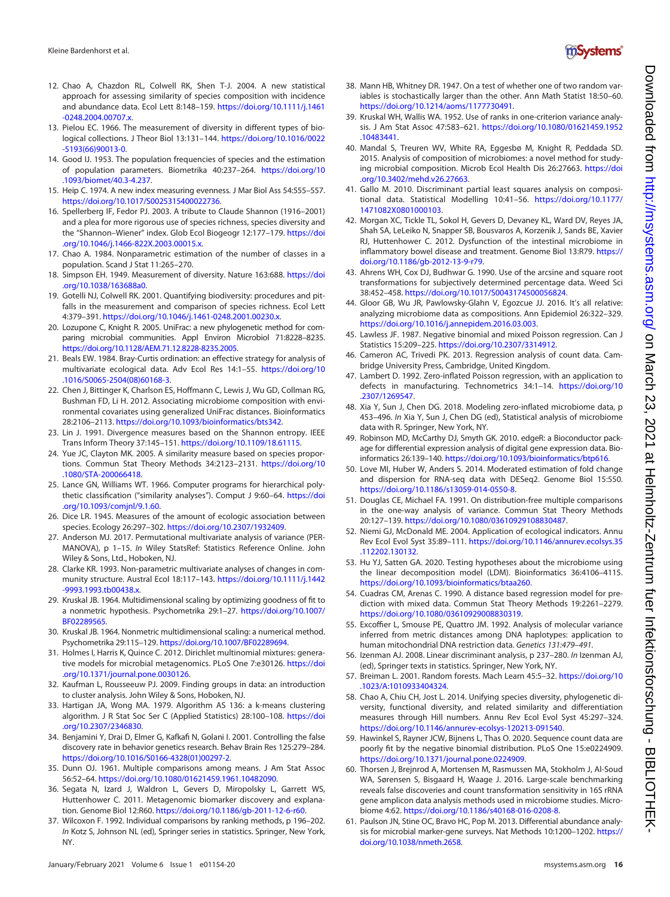12. Chao A, Chazdon RL, Colwell RK, Shen T-J. 2004. A new statistical approach for assessing similarity of species composition with incidence and abundance data. Ecol Lett 8:148–159. https://doi.org/10.1111/j.1461-0248.2004.00707.x.
13. Pielou EC. 1966. The measurement of diversity in different types of biological collections. J Theor Biol 13:131–144. https://doi.org/10.1016/0022-5193(66)90013-0.
14. Good IJ. 1953. The population frequencies of species and the estimation of population parameters. Biometrika 40:237–264. https://doi.org/10.1093/biomet/40.3-4.237.
15. Heip C. 1974. A new index measuring evenness. J Mar Biol Ass 54:555–557. https://doi.org/10.1017/S0025315400022736.
16. Spellerberg IF, Fedor PJ. 2003. A tribute to Claude Shannon (1916–2001) and a plea for more rigorous use of species richness, species diversity and the "Shannon–Wiener" index. Glob Ecol Biogeogr 12:177–179. https://doi.org/10.1046/j.1466-822X.2003.00015.x.
17. Chao A. 1984. Nonparametric estimation of the number of classes in a population. Scand J Stat 11:265–270.
18. Simpson EH. 1949. Measurement of diversity. Nature 163:688. https://doi.org/10.1038/163688a0.
19. Gotelli NJ, Colwell RK. 2001. Quantifying biodiversity: procedures and pitfalls in the measurement and comparison of species richness. Ecol Lett 4:379–391. https://doi.org/10.1046/j.1461-0248.2001.00230.x.
20. Lozupone C, Knight R. 2005. UniFrac: a new phylogenetic method for comparing microbial communities. Appl Environ Microbiol 71:8228–8235. https://doi.org/10.1128/AEM.71.12.8228-8235.2005.
21. Beals EW. 1984. Bray-Curtis ordination: an effective strategy for analysis of multivariate ecological data. Adv Ecol Res 14:1–55. https://doi.org/10.1016/S0065-2504(08)60168-3.
22. Chen J, Bittinger K, Charlson ES, Hoffmann C, Lewis J, Wu GD, Collman RG, Bushman FD, Li H. 2012. Associating microbiome composition with environmental covariates using generalized UniFrac distances. Bioinformatics 28:2106–2113. https://doi.org/10.1093/bioinformatics/bts342.
23. Lin J. 1991. Divergence measures based on the Shannon entropy. IEEE Trans Inform Theory 37:145–151. https://doi.org/10.1109/18.61115.
24. Yue JC, Clayton MK. 2005. A similarity measure based on species proportions. Commun Stat Theory Methods 34:2123–2131. https://doi.org/10.1080/STA-200066418.
25. Lance GN, Williams WT. 1966. Computer programs for hierarchical polythetic classification ("similarity analyses"). Comput J 9:60–64. https://doi.org/10.1093/comjnl/9.1.60.
26. Dice LR. 1945. Measures of the amount of ecologic association between species. Ecology 26:297–302. https://doi.org/10.2307/1932409.
27. Anderson MJ. 2017. Permutational multivariate analysis of variance (PERMANOVA), p 1–15. *In* Wiley StatsRef: Statistics Reference Online. John Wiley & Sons, Ltd., Hoboken, NJ.
28. Clarke KR. 1993. Non-parametric multivariate analyses of changes in community structure. Austral Ecol 18:117–143. https://doi.org/10.1111/j.1442-9993.1993.tb00438.x.
29. Kruskal JB. 1964. Multidimensional scaling by optimizing goodness of fit to a nonmetric hypothesis. Psychometrika 29:1–27. https://doi.org/10.1007/BF02289565.
30. Kruskal JB. 1964. Nonmetric multidimensional scaling: a numerical method. Psychometrika 29:115–129. https://doi.org/10.1007/BF02289694.
31. Holmes I, Harris K, Quince C. 2012. Dirichlet multinomial mixtures: generative models for microbial metagenomics. PLoS One 7:e30126. https://doi.org/10.1371/journal.pone.0030126.
32. Kaufman L, Rousseeuw PJ. 2009. Finding groups in data: an introduction to cluster analysis. John Wiley & Sons, Hoboken, NJ.
33. Hartigan JA, Wong MA. 1979. Algorithm AS 136: a k-means clustering algorithm. J R Stat Soc Ser C (Applied Statistics) 28:100–108. https://doi.org/10.2307/2346830.
34. Benjamini Y, Drai D, Elmer G, Kafkafi N, Golani I. 2001. Controlling the false discovery rate in behavior genetics research. Behav Brain Res 125:279–284. https://doi.org/10.1016/S0166-4328(01)00297-2.
35. Dunn OJ. 1961. Multiple comparisons among means. J Am Stat Assoc 56:52–64. https://doi.org/10.1080/01621459.1961.10482090.
36. Segata N, Izard J, Waldron L, Gevers D, Miropolsky L, Garrett WS, Huttenhower C. 2011. Metagenomic biomarker discovery and explanation. Genome Biol 12:R60. https://doi.org/10.1186/gb-2011-12-6-r60.
37. Wilcoxon F. 1992. Individual comparisons by ranking methods, p 196–202. *In* Kotz S, Johnson NL (ed), Springer series in statistics. Springer, New York, NY.
38. Mann HB, Whitney DR. 1947. On a test of whether one of two random variables is stochastically larger than the other. Ann Math Statist 18:50–60. https://doi.org/10.1214/aoms/1177730491.
39. Kruskal WH, Wallis WA. 1952. Use of ranks in one-criterion variance analysis. J Am Stat Assoc 47:583–621. https://doi.org/10.1080/01621459.1952.10483441.
40. Mandal S, Treuren WV, White RA, Eggesbø M, Knight R, Peddada SD. 2015. Analysis of composition of microbiomes: a novel method for studying microbial composition. Microb Ecol Health Dis 26:27663. https://doi.org/10.3402/mehd.v26.27663.
41. Gallo M. 2010. Discriminant partial least squares analysis on compositional data. Statistical Modelling 10:41–56. https://doi.org/10.1177/1471082X0801000103.
42. Morgan XC, Tickle TL, Sokol H, Gevers D, Devaney KL, Ward DV, Reyes JA, Shah SA, LeLeiko N, Snapper SB, Bousvaros A, Korzenik J, Sands BE, Xavier RJ, Huttenhower C. 2012. Dysfunction of the intestinal microbiome in inflammatory bowel disease and treatment. Genome Biol 13:R79. https://doi.org/10.1186/gb-2012-13-9-r79.
43. Ahrens WH, Cox DJ, Budhwar G. 1990. Use of the arcsine and square root transformations for subjectively determined percentage data. Weed Sci 38:452–458. https://doi.org/10.1017/S0043174500056824.
44. Gloor GB, Wu JR, Pawlowsky-Glahn V, Egozcue JJ. 2016. It's all relative: analyzing microbiome data as compositions. Ann Epidemiol 26:322–329. https://doi.org/10.1016/j.annepidem.2016.03.003.
45. Lawless JF. 1987. Negative binomial and mixed Poisson regression. Can J Statistics 15:209–225. https://doi.org/10.2307/3314912.
46. Cameron AC, Trivedi PK. 2013. Regression analysis of count data. Cambridge University Press, Cambridge, United Kingdom.
47. Lambert D. 1992. Zero-inflated Poisson regression, with an application to defects in manufacturing. Technometrics 34:1–14. https://doi.org/10.2307/1269547.
48. Xia Y, Sun J, Chen DG. 2018. Modeling zero-inflated microbiome data, p 453–496. *In* Xia Y, Sun J, Chen DG (ed), Statistical analysis of microbiome data with R. Springer, New York, NY.
49. Robinson MD, McCarthy DJ, Smyth GK. 2010. edgeR: a Bioconductor package for differential expression analysis of digital gene expression data. Bioinformatics 26:139–140. https://doi.org/10.1093/bioinformatics/btp616.
50. Love MI, Huber W, Anders S. 2014. Moderated estimation of fold change and dispersion for RNA-seq data with DESeq2. Genome Biol 15:550. https://doi.org/10.1186/s13059-014-0550-8.
51. Douglas CE, Michael FA. 1991. On distribution-free multiple comparisons in the one-way analysis of variance. Commun Stat Theory Methods 20:127–139. https://doi.org/10.1080/03610929108830487.
52. Niemi GJ, McDonald ME. 2004. Application of ecological indicators. Annu Rev Ecol Evol Syst 35:89–111. https://doi.org/10.1146/annurev.ecolsys.35.112202.130132.
53. Hu YJ, Satten GA. 2020. Testing hypotheses about the microbiome using the linear decomposition model (LDM). Bioinformatics 36:4106–4115. https://doi.org/10.1093/bioinformatics/btaa260.
54. Cuadras CM, Arenas C. 1990. A distance based regression model for prediction with mixed data. Commun Stat Theory Methods 19:2261–2279. https://doi.org/10.1080/03610929008830319.
55. Excoffier L, Smouse PE, Quattro JM. 1992. Analysis of molecular variance inferred from metric distances among DNA haplotypes: application to human mitochondrial DNA restriction data. *Genetics 131:479–491*.
56. Izenman AJ. 2008. Linear discriminant analysis, p 237–280. *In* Izenman AJ, (ed), Springer texts in statistics. Springer, New York, NY.
57. Breiman L. 2001. Random forests. Mach Learn 45:5–32. https://doi.org/10.1023/A:1010933404324.
58. Chao A, Chiu CH, Jost L. 2014. Unifying species diversity, phylogenetic diversity, functional diversity, and related similarity and differentiation measures through Hill numbers. Annu Rev Ecol Evol Syst 45:297–324. https://doi.org/10.1146/annurev-ecolsys-120213-091540.
59. Hawinkel S, Rayner JCW, Bijnens L, Thas O. 2020. Sequence count data are poorly fit by the negative binomial distribution. PLoS One 15:e0224909. https://doi.org/10.1371/journal.pone.0224909.
60. Thorsen J, Brejnrod A, Mortensen M, Rasmussen MA, Stokholm J, Al-Soud WA, Sørensen S, Bisgaard H, Waage J. 2016. Large-scale benchmarking reveals false discoveries and count transformation sensitivity in 16S rRNA gene amplicon data analysis methods used in microbiome studies. Microbiome 4:62. https://doi.org/10.1186/s40168-016-0208-8.
61. Paulson JN, Stine OC, Bravo HC, Pop M. 2013. Differential abundance analysis for microbial marker-gene surveys. Nat Methods 10:1200–1202. https://doi.org/10.1038/nmeth.2658.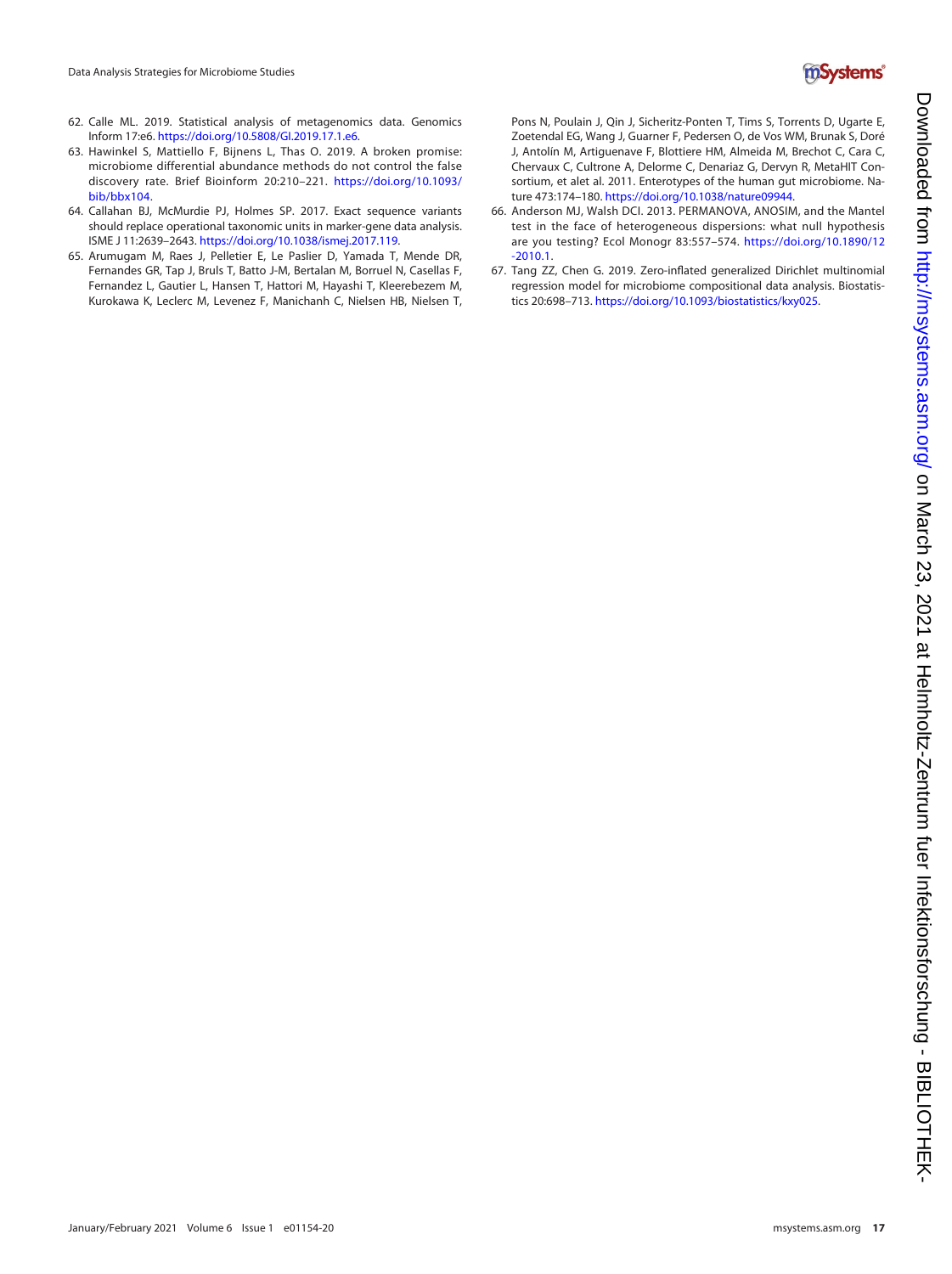62. Calle ML. 2019. Statistical analysis of metagenomics data. Genomics Inform 17:e6. https://doi.org/10.5808/GI.2019.17.1.e6.
63. Hawinkel S, Mattiello F, Bijnens L, Thas O. 2019. A broken promise: microbiome differential abundance methods do not control the false discovery rate. Brief Bioinform 20:210–221. https://doi.org/10.1093/bib/bbx104.
64. Callahan BJ, McMurdie PJ, Holmes SP. 2017. Exact sequence variants should replace operational taxonomic units in marker-gene data analysis. ISME J 11:2639–2643. https://doi.org/10.1038/ismej.2017.119.
65. Arumugam M, Raes J, Pelletier E, Le Paslier D, Yamada T, Mende DR, Fernandes GR, Tap J, Bruls T, Batto J-M, Bertalan M, Borruel N, Casellas F, Fernandez L, Gautier L, Hansen T, Hattori M, Hayashi T, Kleerebezem M, Kurokawa K, Leclerc M, Levenez F, Manichanh C, Nielsen HB, Nielsen T, Pons N, Poulain J, Qin J, Sicheritz-Ponten T, Tims S, Torrents D, Ugarte E, Zoetendal EG, Wang J, Guarner F, Pedersen O, de Vos WM, Brunak S, Doré J, Antolín M, Artiguenave F, Blottiere HM, Almeida M, Brechot C, Cara C, Chervaux C, Cultrone A, Delorme C, Denariaz G, Dervyn R, MetaHIT Consortium, et alet al. 2011. Enterotypes of the human gut microbiome. Nature 473:174–180. https://doi.org/10.1038/nature09944.
66. Anderson MJ, Walsh DCI. 2013. PERMANOVA, ANOSIM, and the Mantel test in the face of heterogeneous dispersions: what null hypothesis are you testing? Ecol Monogr 83:557–574. https://doi.org/10.1890/12-2010.1.
67. Tang ZZ, Chen G. 2019. Zero-inflated generalized Dirichlet multinomial regression model for microbiome compositional data analysis. Biostatistics 20:698–713. https://doi.org/10.1093/biostatistics/kxy025.